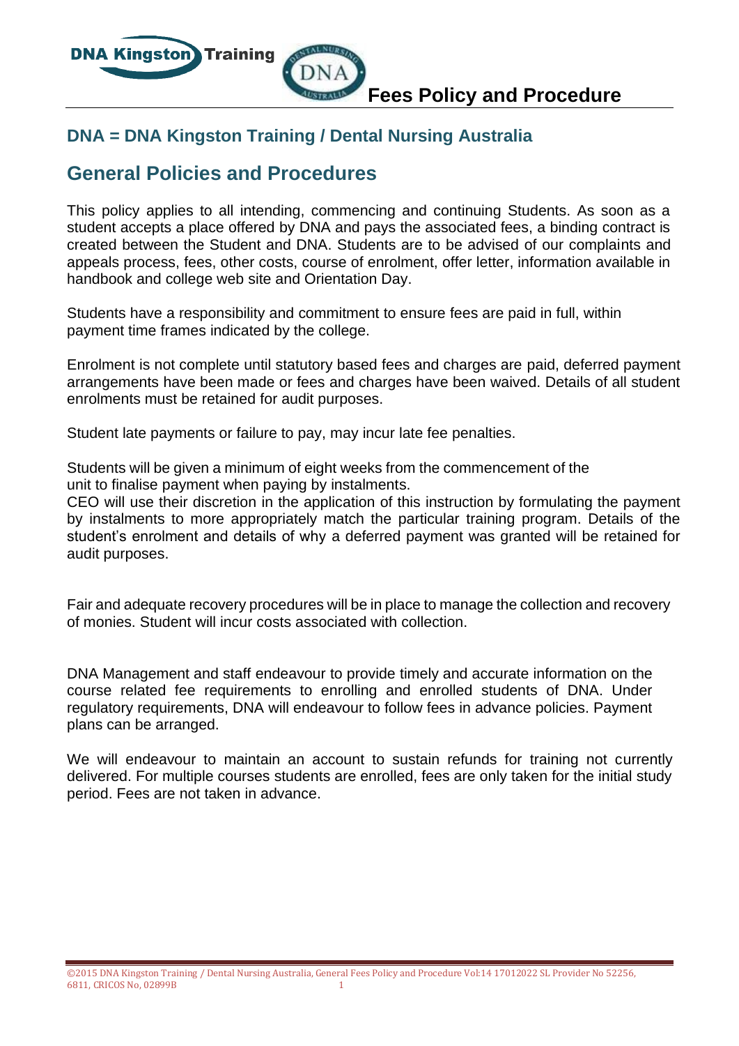# Fees Policy and Procedure

## DNA = DNA Kingston Training / Dental Nursing Australia

## General Policies and Procedures

This policy applies to all intending, commencing and continuing Students. As soon as a student accepts a place offered by DNA and pays the associated fees, a binding contract is created between the Student and DNA. Students are to be advised of our complaints and appeals process, fees, other costs, course of enrolment, offer letter, information available in handbook and college web site and Orientation Day.

Students have a responsibility and commitment to ensure fees are paid in full, within payment time frames indicated by the college.

Enrolment is not complete until statutory based fees and charges are paid, deferred payment arrangements have been made or fees and charges have been waived. Details of all student enrolments must be retained for audit purposes.

Student late payments or failure to pay, may incur late fee penalties.

Students will be given a minimum of eight weeks from the commencement of the unit to finalise payment when paying by instalments.
CEO will use their discretion in the application of this instruction by formulating the payment by instalments to more appropriately match the particular training program. Details of the student's enrolment and details of why a deferred payment was granted will be retained for audit purposes.

Fair and adequate recovery procedures will be in place to manage the collection and recovery of monies. Student will incur costs associated with collection.

DNA Management and staff endeavour to provide timely and accurate information on the course related fee requirements to enrolling and enrolled students of DNA. Under regulatory requirements, DNA will endeavour to follow fees in advance policies. Payment plans can be arranged.

We will endeavour to maintain an account to sustain refunds for training not currently delivered. For multiple courses students are enrolled, fees are only taken for the initial study period. Fees are not taken in advance.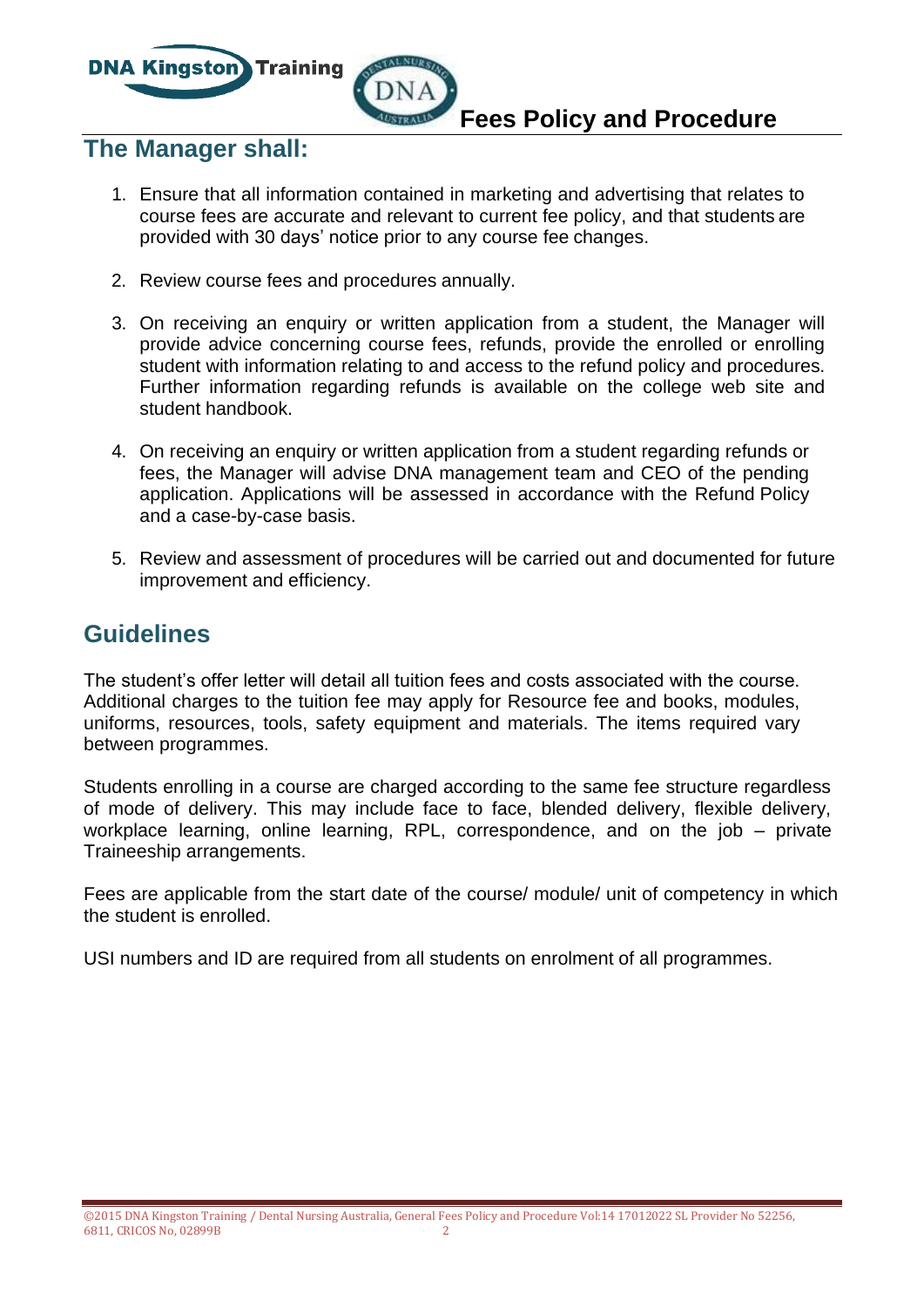## The Manager shall:

1. Ensure that all information contained in marketing and advertising that relates to course fees are accurate and relevant to current fee policy, and that students are provided with 30 days' notice prior to any course fee changes.

2. Review course fees and procedures annually.

3. On receiving an enquiry or written application from a student, the Manager will provide advice concerning course fees, refunds, provide the enrolled or enrolling student with information relating to and access to the refund policy and procedures. Further information regarding refunds is available on the college web site and student handbook.

4. On receiving an enquiry or written application from a student regarding refunds or fees, the Manager will advise DNA management team and CEO of the pending application. Applications will be assessed in accordance with the Refund Policy and a case-by-case basis.

5. Review and assessment of procedures will be carried out and documented for future improvement and efficiency.

## Guidelines

The student's offer letter will detail all tuition fees and costs associated with the course. Additional charges to the tuition fee may apply for Resource fee and books, modules, uniforms, resources, tools, safety equipment and materials. The items required vary between programmes.

Students enrolling in a course are charged according to the same fee structure regardless of mode of delivery. This may include face to face, blended delivery, flexible delivery, workplace learning, online learning, RPL, correspondence, and on the job – private Traineeship arrangements.

Fees are applicable from the start date of the course/ module/ unit of competency in which the student is enrolled.

USI numbers and ID are required from all students on enrolment of all programmes.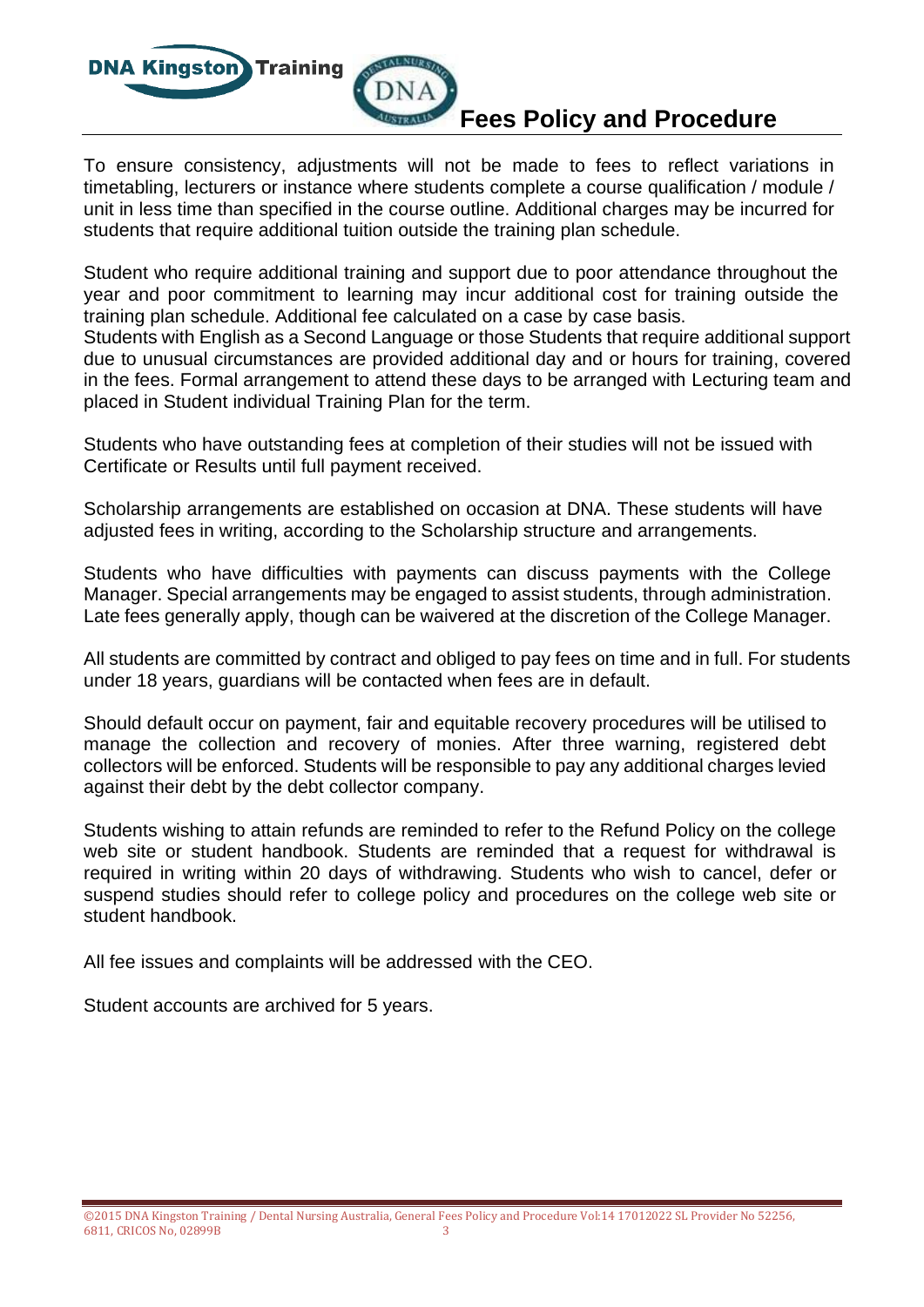To ensure consistency, adjustments will not be made to fees to reflect variations in timetabling, lecturers or instance where students complete a course qualification / module / unit in less time than specified in the course outline. Additional charges may be incurred for students that require additional tuition outside the training plan schedule.

Student who require additional training and support due to poor attendance throughout the year and poor commitment to learning may incur additional cost for training outside the training plan schedule. Additional fee calculated on a case by case basis.
Students with English as a Second Language or those Students that require additional support due to unusual circumstances are provided additional day and or hours for training, covered in the fees. Formal arrangement to attend these days to be arranged with Lecturing team and placed in Student individual Training Plan for the term.

Students who have outstanding fees at completion of their studies will not be issued with Certificate or Results until full payment received.

Scholarship arrangements are established on occasion at DNA. These students will have adjusted fees in writing, according to the Scholarship structure and arrangements.

Students who have difficulties with payments can discuss payments with the College Manager. Special arrangements may be engaged to assist students, through administration. Late fees generally apply, though can be waivered at the discretion of the College Manager.

All students are committed by contract and obliged to pay fees on time and in full. For students under 18 years, guardians will be contacted when fees are in default.

Should default occur on payment, fair and equitable recovery procedures will be utilised to manage the collection and recovery of monies. After three warning, registered debt collectors will be enforced. Students will be responsible to pay any additional charges levied against their debt by the debt collector company.

Students wishing to attain refunds are reminded to refer to the Refund Policy on the college web site or student handbook. Students are reminded that a request for withdrawal is required in writing within 20 days of withdrawing. Students who wish to cancel, defer or suspend studies should refer to college policy and procedures on the college web site or student handbook.

All fee issues and complaints will be addressed with the CEO.

Student accounts are archived for 5 years.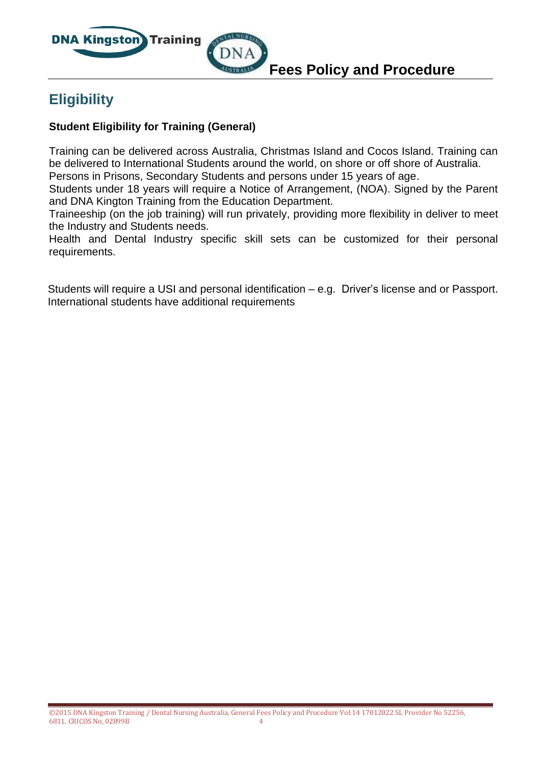# Eligibility

**Student Eligibility for Training (General)**

Training can be delivered across Australia, Christmas Island and Cocos Island. Training can be delivered to International Students around the world, on shore or off shore of Australia.
Persons in Prisons, Secondary Students and persons under 15 years of age.
Students under 18 years will require a Notice of Arrangement, (NOA). Signed by the Parent and DNA Kington Training from the Education Department.
Traineeship (on the job training) will run privately, providing more flexibility in deliver to meet the Industry and Students needs.
Health and Dental Industry specific skill sets can be customized for their personal requirements.

Students will require a USI and personal identification – e.g. Driver's license and or Passport. International students have additional requirements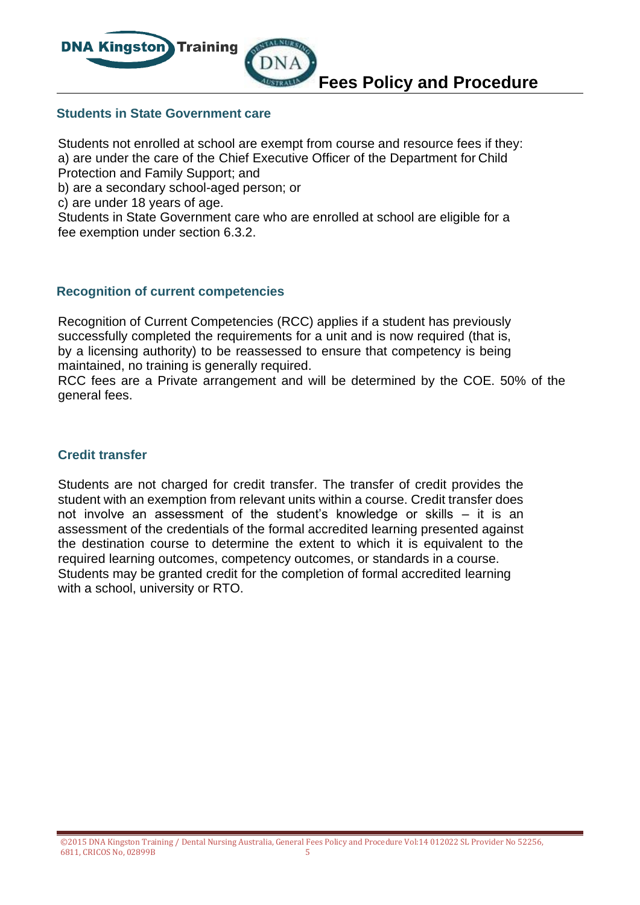## Students in State Government care

Students not enrolled at school are exempt from course and resource fees if they:
a) are under the care of the Chief Executive Officer of the Department for Child Protection and Family Support; and
b) are a secondary school-aged person; or
c) are under 18 years of age.
Students in State Government care who are enrolled at school are eligible for a fee exemption under section 6.3.2.

## Recognition of current competencies

Recognition of Current Competencies (RCC) applies if a student has previously successfully completed the requirements for a unit and is now required (that is, by a licensing authority) to be reassessed to ensure that competency is being maintained, no training is generally required.
RCC fees are a Private arrangement and will be determined by the COE. 50% of the general fees.

## Credit transfer

Students are not charged for credit transfer. The transfer of credit provides the student with an exemption from relevant units within a course. Credit transfer does not involve an assessment of the student's knowledge or skills – it is an assessment of the credentials of the formal accredited learning presented against the destination course to determine the extent to which it is equivalent to the required learning outcomes, competency outcomes, or standards in a course.
Students may be granted credit for the completion of formal accredited learning with a school, university or RTO.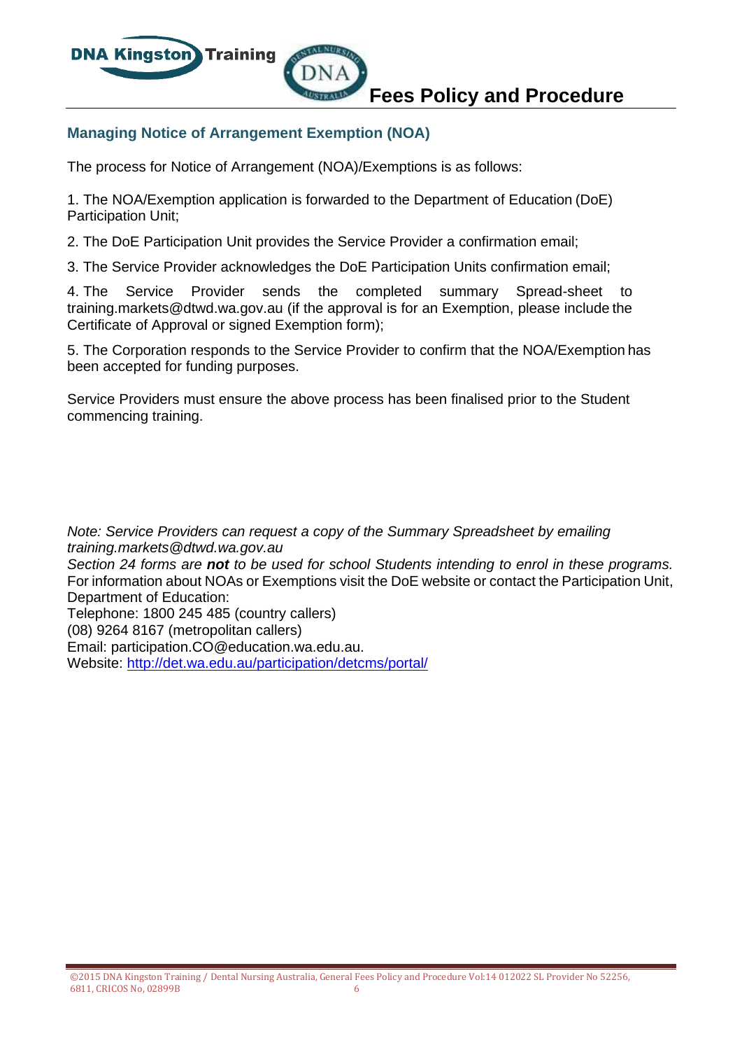## Managing Notice of Arrangement Exemption (NOA)

The process for Notice of Arrangement (NOA)/Exemptions is as follows:

1. The NOA/Exemption application is forwarded to the Department of Education (DoE) Participation Unit;

2. The DoE Participation Unit provides the Service Provider a confirmation email;

3. The Service Provider acknowledges the DoE Participation Units confirmation email;

4. The Service Provider sends the completed summary Spread-sheet to training.markets@dtwd.wa.gov.au (if the approval is for an Exemption, please include the Certificate of Approval or signed Exemption form);

5. The Corporation responds to the Service Provider to confirm that the NOA/Exemption has been accepted for funding purposes.

Service Providers must ensure the above process has been finalised prior to the Student commencing training.

*Note: Service Providers can request a copy of the Summary Spreadsheet by emailing training.markets@dtwd.wa.gov.au*

*Section 24 forms are **not** to be used for school Students intending to enrol in these programs.*

For information about NOAs or Exemptions visit the DoE website or contact the Participation Unit, Department of Education:

Telephone: 1800 245 485 (country callers)

(08) 9264 8167 (metropolitan callers)

Email: participation.CO@education.wa.edu.au.

Website: http://det.wa.edu.au/participation/detcms/portal/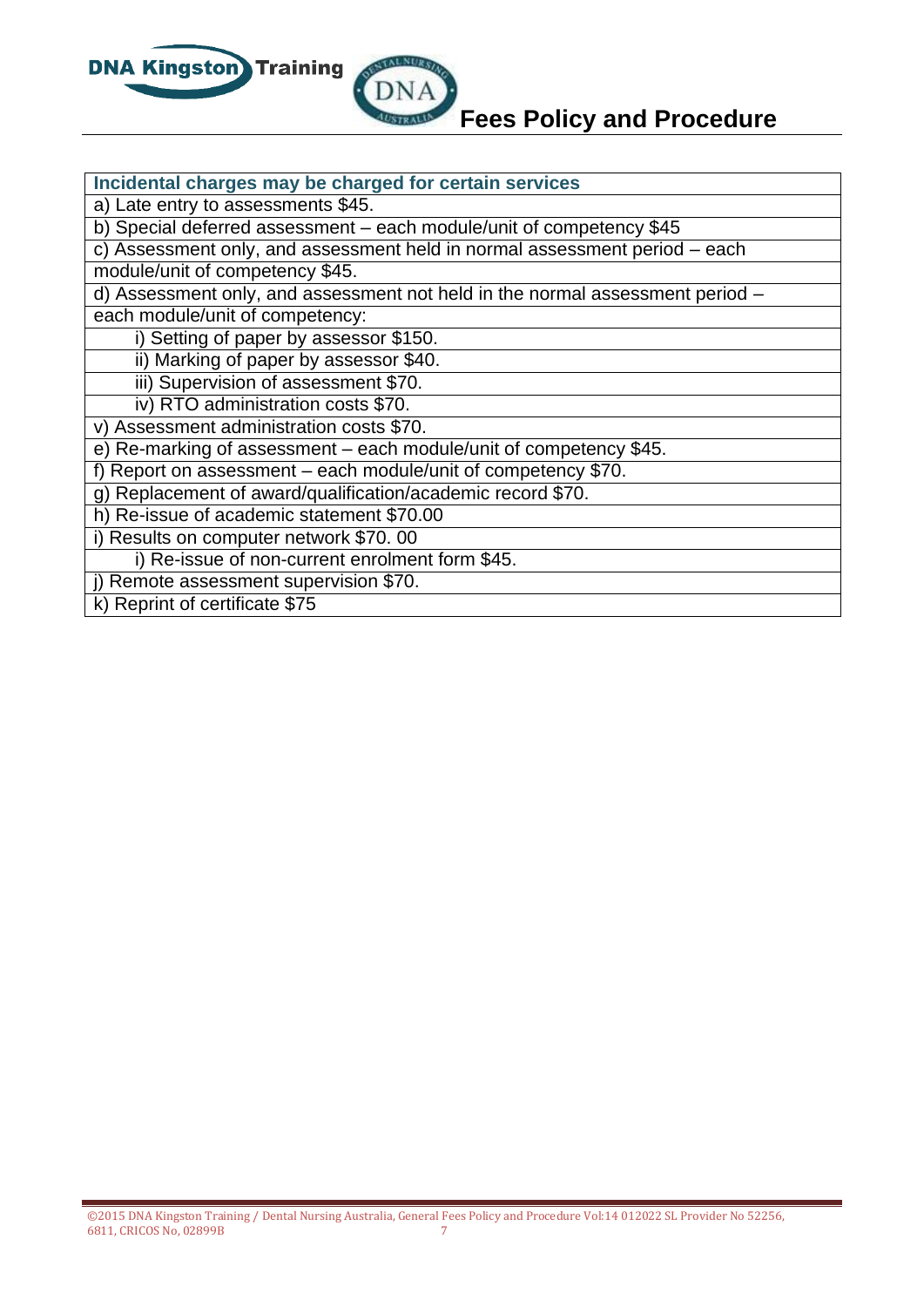| Incidental charges may be charged for certain services |
|---|
| a) Late entry to assessments $45. |
| b) Special deferred assessment – each module/unit of competency $45 |
| c) Assessment only, and assessment held in normal assessment period – each module/unit of competency $45. |
| d) Assessment only, and assessment not held in the normal assessment period – each module/unit of competency: |
| i) Setting of paper by assessor $150. |
| ii) Marking of paper by assessor $40. |
| iii) Supervision of assessment $70. |
| iv) RTO administration costs $70. |
| v) Assessment administration costs $70. |
| e) Re-marking of assessment – each module/unit of competency $45. |
| f) Report on assessment – each module/unit of competency $70. |
| g) Replacement of award/qualification/academic record $70. |
| h) Re-issue of academic statement $70.00 |
| i) Results on computer network $70. 00 |
| i) Re-issue of non-current enrolment form $45. |
| j) Remote assessment supervision $70. |
| k) Reprint of certificate $75 |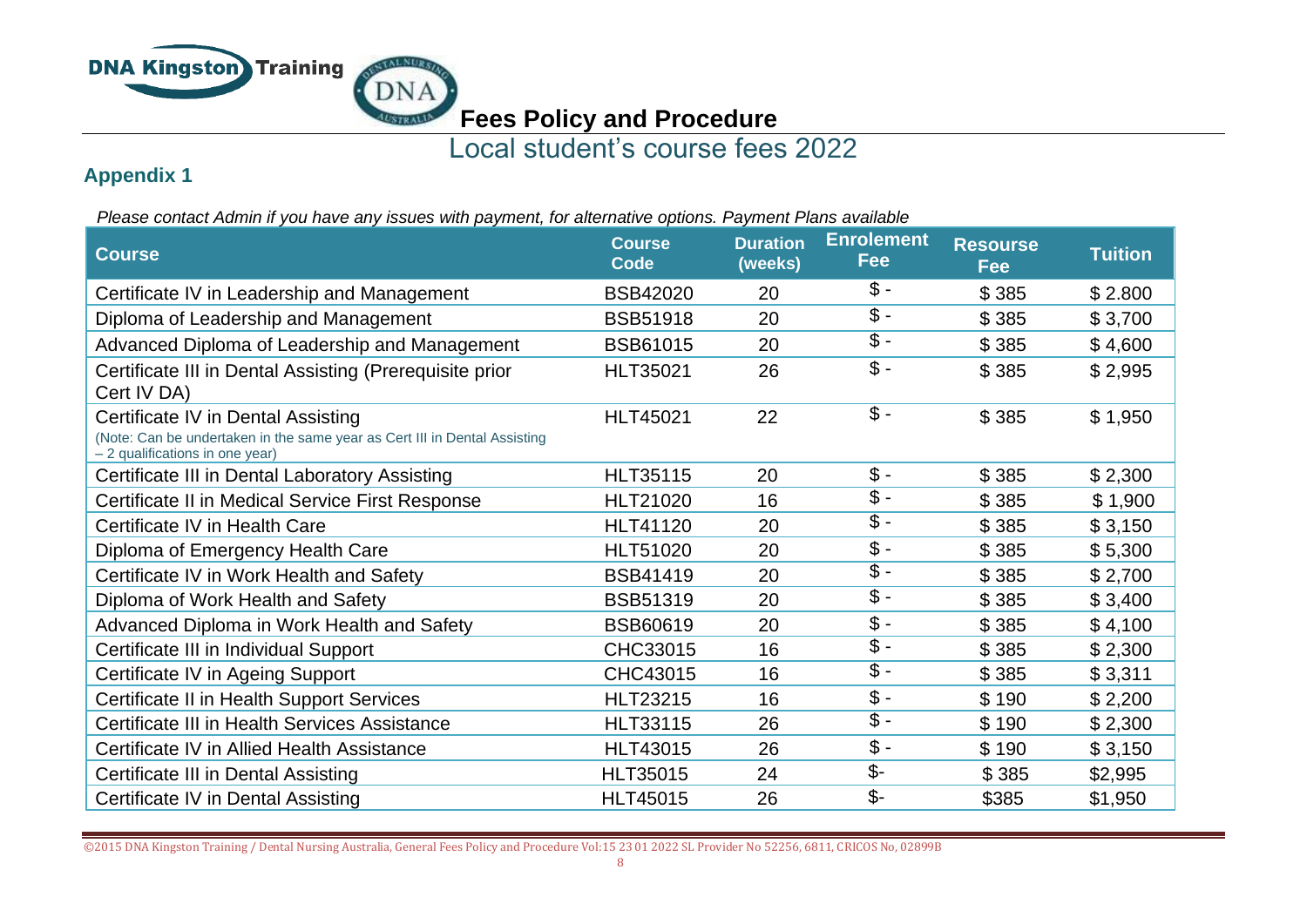# Fees Policy and Procedure

## Local student's course fees 2022

### Appendix 1

*Please contact Admin if you have any issues with payment, for alternative options. Payment Plans available*

| Course | Course Code | Duration (weeks) | Enrolement Fee | Resourse Fee | Tuition |
|---|---|---|---|---|---|
| Certificate IV in Leadership and Management | BSB42020 | 20 | $ - | $ 385 | $ 2.800 |
| Diploma of Leadership and Management | BSB51918 | 20 | $ - | $ 385 | $ 3,700 |
| Advanced Diploma of Leadership and Management | BSB61015 | 20 | $ - | $ 385 | $ 4,600 |
| Certificate III in Dental Assisting (Prerequisite prior Cert IV DA) | HLT35021 | 26 | $ - | $ 385 | $ 2,995 |
| Certificate IV in Dental Assisting (Note: Can be undertaken in the same year as Cert III in Dental Assisting – 2 qualifications in one year) | HLT45021 | 22 | $ - | $ 385 | $ 1,950 |
| Certificate III in Dental Laboratory Assisting | HLT35115 | 20 | $ - | $ 385 | $ 2,300 |
| Certificate II in Medical Service First Response | HLT21020 | 16 | $ - | $ 385 | $ 1,900 |
| Certificate IV in Health Care | HLT41120 | 20 | $ - | $ 385 | $ 3,150 |
| Diploma of Emergency Health Care | HLT51020 | 20 | $ - | $ 385 | $ 5,300 |
| Certificate IV in Work Health and Safety | BSB41419 | 20 | $ - | $ 385 | $ 2,700 |
| Diploma of Work Health and Safety | BSB51319 | 20 | $ - | $ 385 | $ 3,400 |
| Advanced Diploma in Work Health and Safety | BSB60619 | 20 | $ - | $ 385 | $ 4,100 |
| Certificate III in Individual Support | CHC33015 | 16 | $ - | $ 385 | $ 2,300 |
| Certificate IV in Ageing Support | CHC43015 | 16 | $ - | $ 385 | $ 3,311 |
| Certificate II in Health Support Services | HLT23215 | 16 | $ - | $ 190 | $ 2,200 |
| Certificate III in Health Services Assistance | HLT33115 | 26 | $ - | $ 190 | $ 2,300 |
| Certificate IV in Allied Health Assistance | HLT43015 | 26 | $ - | $ 190 | $ 3,150 |
| Certificate III in Dental Assisting | HLT35015 | 24 | $- | $ 385 | $2,995 |
| Certificate IV in Dental Assisting | HLT45015 | 26 | $- | $385 | $1,950 |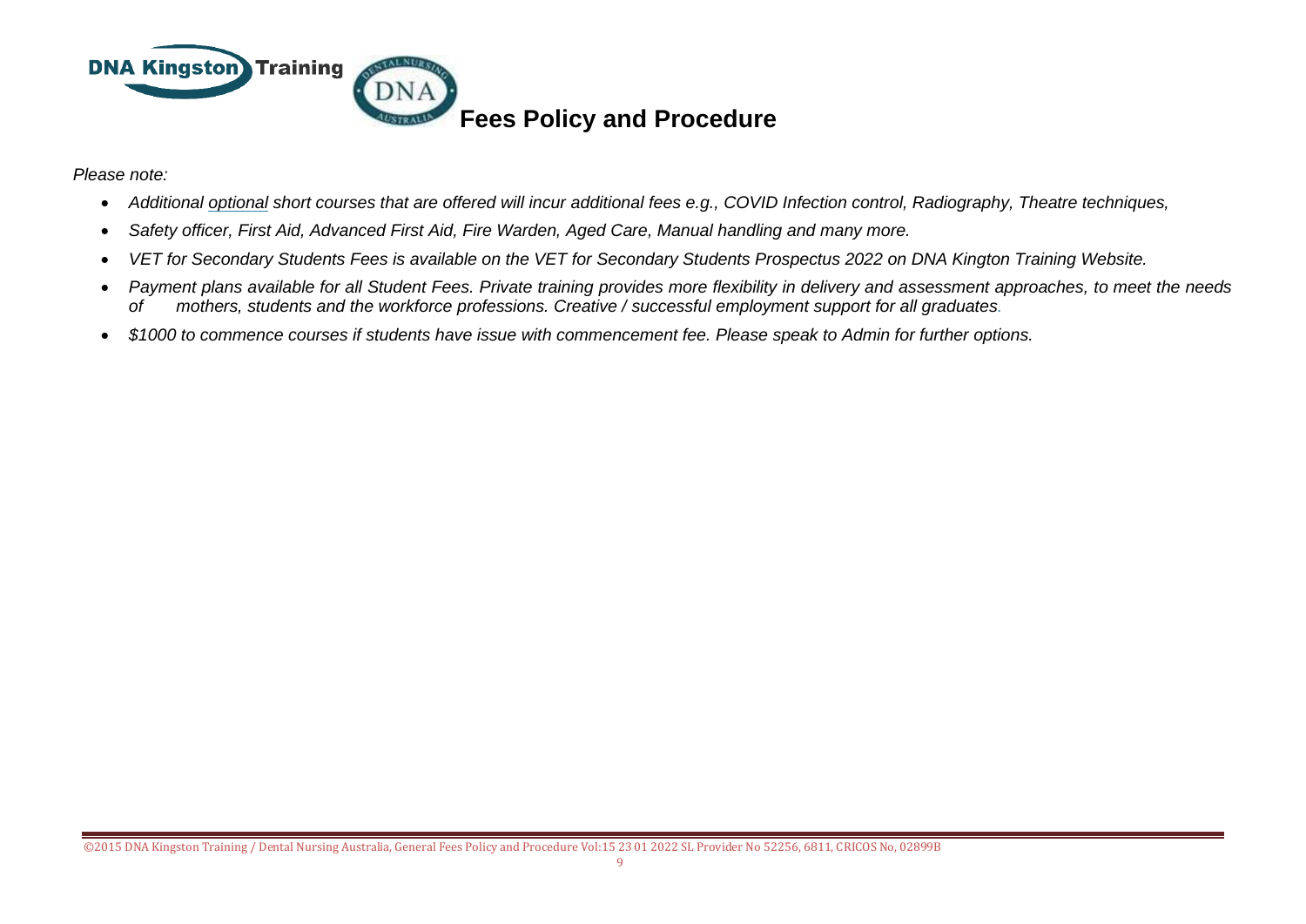# Fees Policy and Procedure

*Please note:*

- *Additional optional short courses that are offered will incur additional fees e.g., COVID Infection control, Radiography, Theatre techniques,*
- *Safety officer, First Aid, Advanced First Aid, Fire Warden, Aged Care, Manual handling and many more.*
- *VET for Secondary Students Fees is available on the VET for Secondary Students Prospectus 2022 on DNA Kington Training Website.*
- *Payment plans available for all Student Fees. Private training provides more flexibility in delivery and assessment approaches, to meet the needs of mothers, students and the workforce professions. Creative / successful employment support for all graduates.*
- *$1000 to commence courses if students have issue with commencement fee. Please speak to Admin for further options.*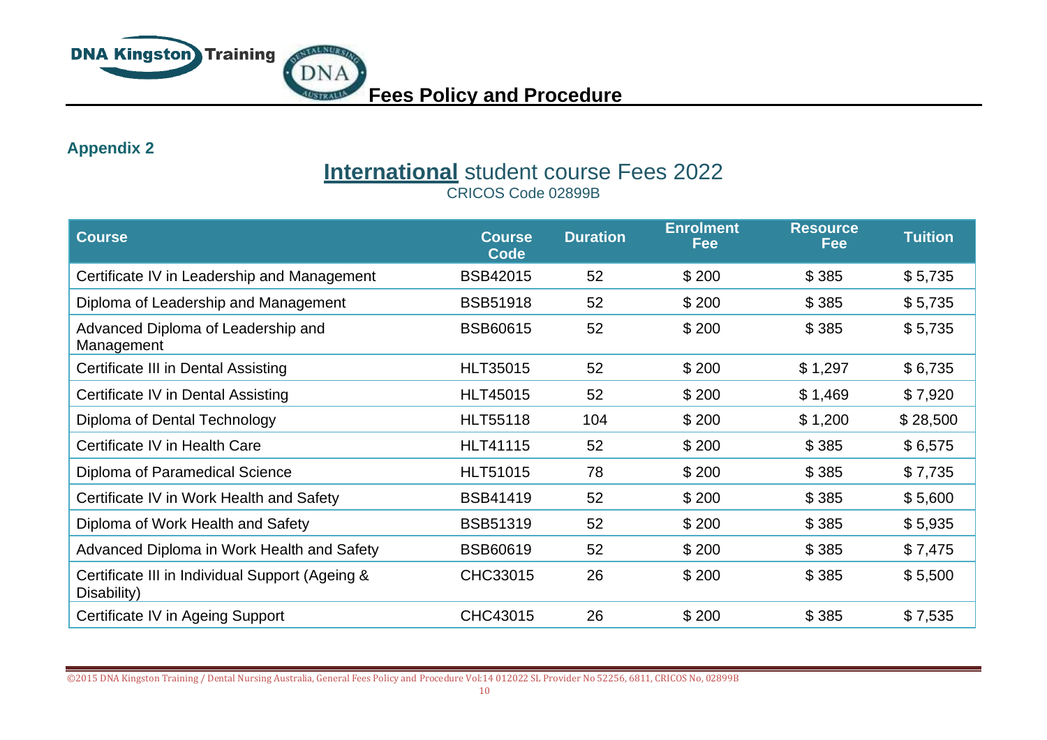## Appendix 2

# **International** student course Fees 2022

CRICOS Code 02899B

| Course | Course Code | Duration | Enrolment Fee | Resource Fee | Tuition |
|---|---|---|---|---|---|
| Certificate IV in Leadership and Management | BSB42015 | 52 | $ 200 | $ 385 | $ 5,735 |
| Diploma of Leadership and Management | BSB51918 | 52 | $ 200 | $ 385 | $ 5,735 |
| Advanced Diploma of Leadership and Management | BSB60615 | 52 | $ 200 | $ 385 | $ 5,735 |
| Certificate III in Dental Assisting | HLT35015 | 52 | $ 200 | $ 1,297 | $ 6,735 |
| Certificate IV in Dental Assisting | HLT45015 | 52 | $ 200 | $ 1,469 | $ 7,920 |
| Diploma of Dental Technology | HLT55118 | 104 | $ 200 | $ 1,200 | $ 28,500 |
| Certificate IV in Health Care | HLT41115 | 52 | $ 200 | $ 385 | $ 6,575 |
| Diploma of Paramedical Science | HLT51015 | 78 | $ 200 | $ 385 | $ 7,735 |
| Certificate IV in Work Health and Safety | BSB41419 | 52 | $ 200 | $ 385 | $ 5,600 |
| Diploma of Work Health and Safety | BSB51319 | 52 | $ 200 | $ 385 | $ 5,935 |
| Advanced Diploma in Work Health and Safety | BSB60619 | 52 | $ 200 | $ 385 | $ 7,475 |
| Certificate III in Individual Support (Ageing & Disability) | CHC33015 | 26 | $ 200 | $ 385 | $ 5,500 |
| Certificate IV in Ageing Support | CHC43015 | 26 | $ 200 | $ 385 | $ 7,535 |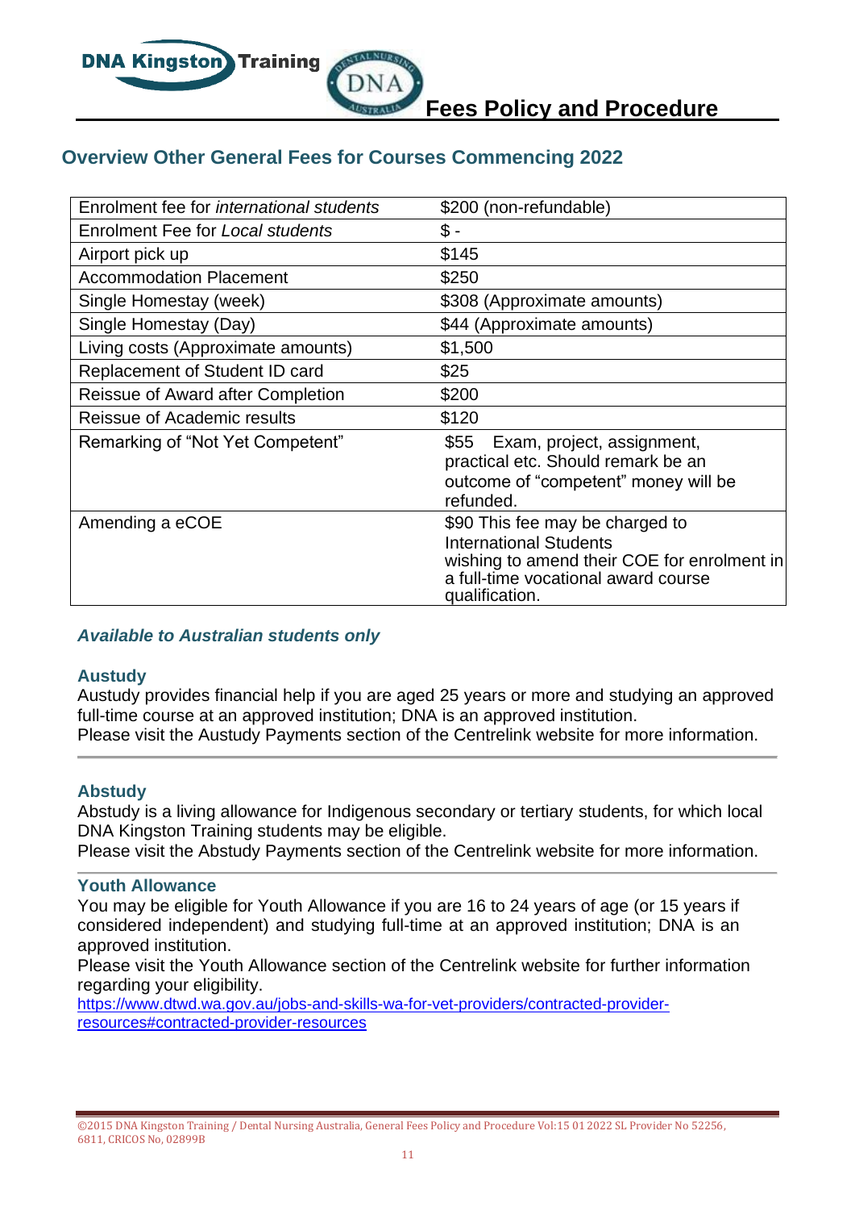## Overview Other General Fees for Courses Commencing 2022

| | |
|---|---|
| Enrolment fee for *international students* | $200 (non-refundable) |
| Enrolment Fee for *Local students* | $ - |
| Airport pick up | $145 |
| Accommodation Placement | $250 |
| Single Homestay (week) | $308 (Approximate amounts) |
| Single Homestay (Day) | $44 (Approximate amounts) |
| Living costs (Approximate amounts) | $1,500 |
| Replacement of Student ID card | $25 |
| Reissue of Award after Completion | $200 |
| Reissue of Academic results | $120 |
| Remarking of "Not Yet Competent" | $55 Exam, project, assignment, practical etc. Should remark be an outcome of "competent" money will be refunded. |
| Amending a eCOE | $90 This fee may be charged to International Students wishing to amend their COE for enrolment in a full-time vocational award course qualification. |

***Available to Australian students only***

### Austudy

Austudy provides financial help if you are aged 25 years or more and studying an approved full-time course at an approved institution; DNA is an approved institution.
Please visit the Austudy Payments section of the Centrelink website for more information.

---

### Abstudy

Abstudy is a living allowance for Indigenous secondary or tertiary students, for which local DNA Kingston Training students may be eligible.
Please visit the Abstudy Payments section of the Centrelink website for more information.

---

### Youth Allowance

You may be eligible for Youth Allowance if you are 16 to 24 years of age (or 15 years if considered independent) and studying full-time at an approved institution; DNA is an approved institution.
Please visit the Youth Allowance section of the Centrelink website for further information regarding your eligibility.
https://www.dtwd.wa.gov.au/jobs-and-skills-wa-for-vet-providers/contracted-provider-resources#contracted-provider-resources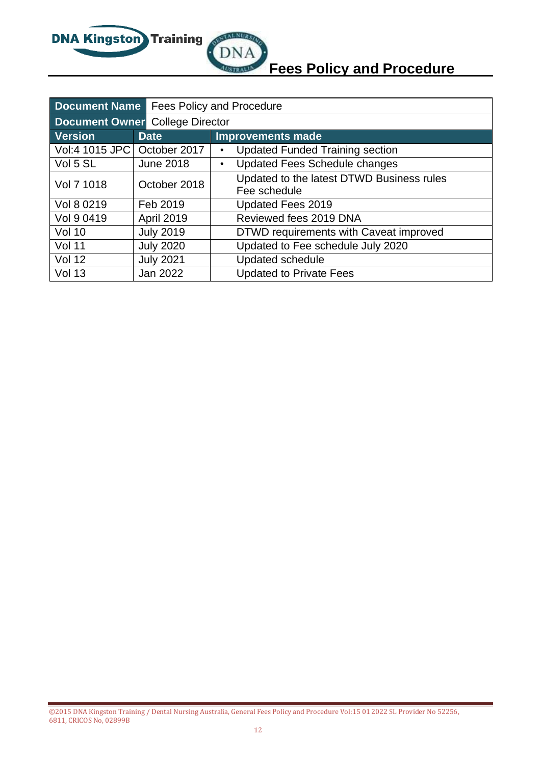| Document Name | Fees Policy and Procedure | |
|---|---|---|
| Document Owner | College Director | |
| **Version** | **Date** | **Improvements made** |
| Vol:4 1015 JPC | October 2017 | • Updated Funded Training section |
| Vol 5 SL | June 2018 | • Updated Fees Schedule changes |
| Vol 7 1018 | October 2018 | Updated to the latest DTWD Business rules Fee schedule |
| Vol 8 0219 | Feb 2019 | Updated Fees 2019 |
| Vol 9 0419 | April 2019 | Reviewed fees 2019 DNA |
| Vol 10 | July 2019 | DTWD requirements with Caveat improved |
| Vol 11 | July 2020 | Updated to Fee schedule July 2020 |
| Vol 12 | July 2021 | Updated schedule |
| Vol 13 | Jan 2022 | Updated to Private Fees |